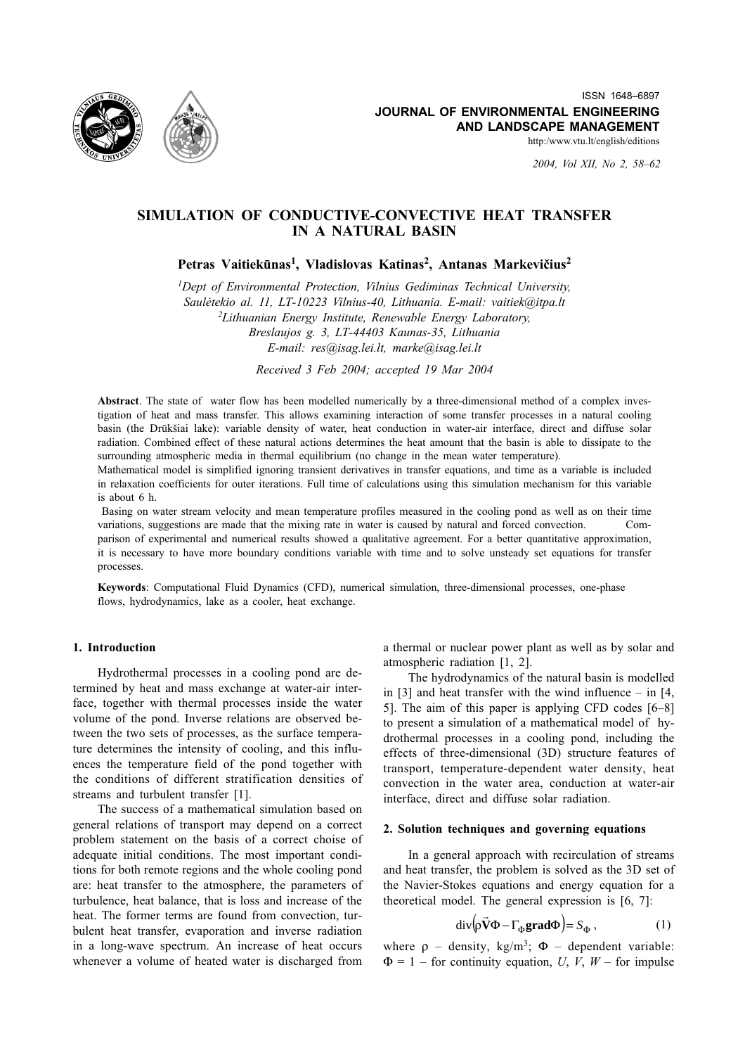ISSN 1648–6897

**JOURNAL OF ENVIRONMENTAL ENGINEERING AND LANDSCAPE MANAGEMENT**

http:/www.vtu.lt/english/editions

*2004, Vol XII, No 2, 58–62*

# SIMULATION OF CONDUCTIVE-CONVECTIVE HEAT TRANSFER IN A NATURAL BASIN

**Petras Vaitiekūnas[1], Vladislovas Katinas[2], Antanas Markevičius[2]**

[1]*Dept of Environmental Protection, Vilnius Gediminas Technical University, Saulėtekio al. 11, LT-10223 Vilnius-40, Lithuania. E-mail: vaitiek@itpa.lt*

[2]*Lithuanian Energy Institute, Renewable Energy Laboratory, Breslaujos g. 3, LT-44403 Kaunas-35, Lithuania E-mail: res@isag.lei.lt, marke@isag.lei.lt*

*Received 3 Feb 2004; accepted 19 Mar 2004*

**Abstract**. The state of water flow has been modelled numerically by a three-dimensional method of a complex investigation of heat and mass transfer. This allows examining interaction of some transfer processes in a natural cooling basin (the Drūkšiai lake): variable density of water, heat conduction in water-air interface, direct and diffuse solar radiation. Combined effect of these natural actions determines the heat amount that the basin is able to dissipate to the surrounding atmospheric media in thermal equilibrium (no change in the mean water temperature).

Mathematical model is simplified ignoring transient derivatives in transfer equations, and time as a variable is included in relaxation coefficients for outer iterations. Full time of calculations using this simulation mechanism for this variable is about 6 h.

Basing on water stream velocity and mean temperature profiles measured in the cooling pond as well as on their time variations, suggestions are made that the mixing rate in water is caused by natural and forced convection. Comparison of experimental and numerical results showed a qualitative agreement. For a better quantitative approximation, it is necessary to have more boundary conditions variable with time and to solve unsteady set equations for transfer processes.

**Keywords**: Computational Fluid Dynamics (CFD), numerical simulation, three-dimensional processes, one-phase flows, hydrodynamics, lake as a cooler, heat exchange.

## 1. Introduction

Hydrothermal processes in a cooling pond are determined by heat and mass exchange at water-air interface, together with thermal processes inside the water volume of the pond. Inverse relations are observed between the two sets of processes, as the surface temperature determines the intensity of cooling, and this influences the temperature field of the pond together with the conditions of different stratification densities of streams and turbulent transfer [1].

The success of a mathematical simulation based on general relations of transport may depend on a correct problem statement on the basis of a correct choise of adequate initial conditions. The most important conditions for both remote regions and the whole cooling pond are: heat transfer to the atmosphere, the parameters of turbulence, heat balance, that is loss and increase of the heat. The former terms are found from convection, turbulent heat transfer, evaporation and inverse radiation in a long-wave spectrum. An increase of heat occurs whenever a volume of heated water is discharged from a thermal or nuclear power plant as well as by solar and atmospheric radiation [1, 2].

The hydrodynamics of the natural basin is modelled in [3] and heat transfer with the wind influence – in [4, 5]. The aim of this paper is applying CFD codes [6–8] to present a simulation of a mathematical model of hydrothermal processes in a cooling pond, including the effects of three-dimensional (3D) structure features of transport, temperature-dependent water density, heat convection in the water area, conduction at water-air interface, direct and diffuse solar radiation.

## 2. Solution techniques and governing equations

In a general approach with recirculation of streams and heat transfer, the problem is solved as the 3D set of the Navier-Stokes equations and energy equation for a theoretical model. The general expression is [6, 7]:

$$\operatorname{div}\left(\rho \vec{\mathbf{V}} \Phi - \Gamma_{\Phi} \mathbf{grad} \Phi\right) = S_{\Phi}, \tag{1}$$

where $\rho$ – density, kg/m$^3$; $\Phi$ – dependent variable: $\Phi = 1$ – for continuity equation, $U$, $V$, $W$ – for impulse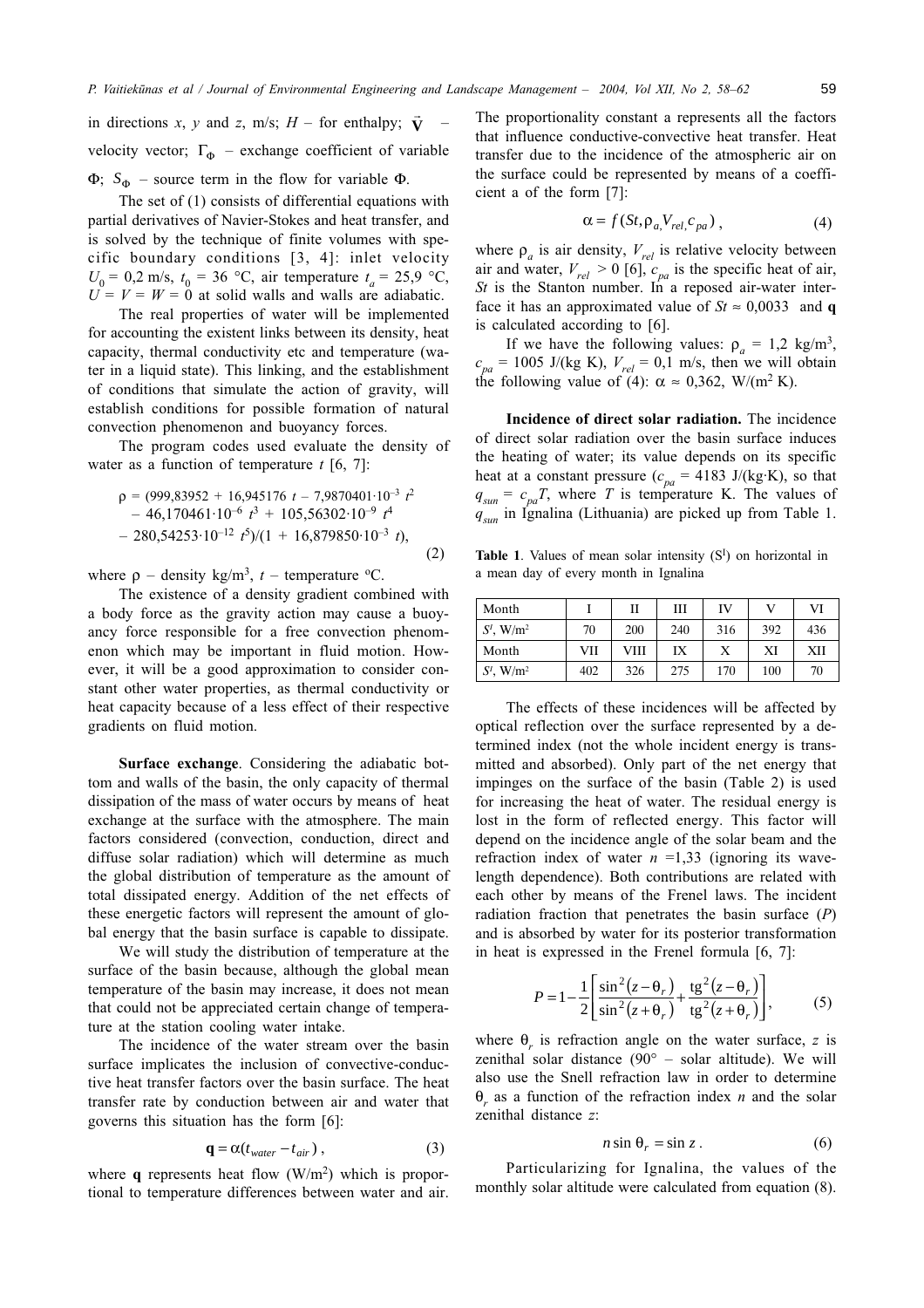in directions $x$, $y$ and $z$, m/s; $H$ – for enthalpy; $\vec{\mathbf{V}}$ – velocity vector; $\Gamma_\Phi$ – exchange coefficient of variable $\Phi$; $S_\Phi$ – source term in the flow for variable $\Phi$.

The set of (1) consists of differential equations with partial derivatives of Navier-Stokes and heat transfer, and is solved by the technique of finite volumes with specific boundary conditions [3, 4]: inlet velocity $U_0$ = 0,2 m/s, $t_0$ = 36 °C, air temperature $t_a$ = 25,9 °C, $U = V = W = 0$ at solid walls and walls are adiabatic.

The real properties of water will be implemented for accounting the existent links between its density, heat capacity, thermal conductivity etc and temperature (water in a liquid state). This linking, and the establishment of conditions that simulate the action of gravity, will establish conditions for possible formation of natural convection phenomenon and buoyancy forces.

The program codes used evaluate the density of water as a function of temperature $t$ [6, 7]:

$$\rho = (999{,}83952 + 16{,}945176\ t - 7{,}9870401 \cdot 10^{-3}\ t^2 - 46{,}170461 \cdot 10^{-6}\ t^3 + 105{,}56302 \cdot 10^{-9}\ t^4 - 280{,}54253 \cdot 10^{-12}\ t^5)/(1 + 16{,}879850 \cdot 10^{-3}\ t), \tag{2}$$

where $\rho$ – density kg/m$^3$, $t$ – temperature °C.

The existence of a density gradient combined with a body force as the gravity action may cause a buoyancy force responsible for a free convection phenomenon which may be important in fluid motion. However, it will be a good approximation to consider constant other water properties, as thermal conductivity or heat capacity because of a less effect of their respective gradients on fluid motion.

**Surface exchange**. Considering the adiabatic bottom and walls of the basin, the only capacity of thermal dissipation of the mass of water occurs by means of heat exchange at the surface with the atmosphere. The main factors considered (convection, conduction, direct and diffuse solar radiation) which will determine as much the global distribution of temperature as the amount of total dissipated energy. Addition of the net effects of these energetic factors will represent the amount of global energy that the basin surface is capable to dissipate.

We will study the distribution of temperature at the surface of the basin because, although the global mean temperature of the basin may increase, it does not mean that could not be appreciated certain change of temperature at the station cooling water intake.

The incidence of the water stream over the basin surface implicates the inclusion of convective-conductive heat transfer factors over the basin surface. The heat transfer rate by conduction between air and water that governs this situation has the form [6]:

$$\mathbf{q} = \alpha(t_{water} - t_{air}), \tag{3}$$

where $\mathbf{q}$ represents heat flow (W/m$^2$) which is proportional to temperature differences between water and air. The proportionality constant a represents all the factors that influence conductive-convective heat transfer. Heat transfer due to the incidence of the atmospheric air on the surface could be represented by means of a coefficient a of the form [7]:

$$\alpha = f(St, \rho_a, V_{rel}, c_{pa}), \tag{4}$$

where $\rho_a$ is air density, $V_{rel}$ is relative velocity between air and water, $V_{rel} > 0$ [6], $c_{pa}$ is the specific heat of air, $St$ is the Stanton number. In a reposed air-water interface it has an approximated value of $St \approx 0{,}0033$ and $\mathbf{q}$ is calculated according to [6].

If we have the following values: $\rho_a$ = 1,2 kg/m$^3$, $c_{pa}$ = 1005 J/(kg K), $V_{rel}$ = 0,1 m/s, then we will obtain the following value of (4): $\alpha \approx 0{,}362$, W/(m$^2$ K).

**Incidence of direct solar radiation.** The incidence of direct solar radiation over the basin surface induces the heating of water; its value depends on its specific heat at a constant pressure ($c_{pa}$ = 4183 J/(kg·K), so that $q_{sun} = c_{pa}T$, where $T$ is temperature K. The values of $q_{sun}$ in Ignalina (Lithuania) are picked up from Table 1.

**Table 1**. Values of mean solar intensity ($S^I$) on horizontal in a mean day of every month in Ignalina

| Month | I | II | III | IV | V | VI |
|---|---|---|---|---|---|---|
| $S^I$, W/m$^2$ | 70 | 200 | 240 | 316 | 392 | 436 |
| Month | VII | VIII | IX | X | XI | XII |
| $S^I$, W/m$^2$ | 402 | 326 | 275 | 170 | 100 | 70 |

The effects of these incidences will be affected by optical reflection over the surface represented by a determined index (not the whole incident energy is transmitted and absorbed). Only part of the net energy that impinges on the surface of the basin (Table 2) is used for increasing the heat of water. The residual energy is lost in the form of reflected energy. This factor will depend on the incidence angle of the solar beam and the refraction index of water $n$ =1,33 (ignoring its wavelength dependence). Both contributions are related with each other by means of the Frenel laws. The incident radiation fraction that penetrates the basin surface ($P$) and is absorbed by water for its posterior transformation in heat is expressed in the Frenel formula [6, 7]:

$$P = 1 - \frac{1}{2}\left[\frac{\sin^2(z - \theta_r)}{\sin^2(z + \theta_r)} + \frac{\mathrm{tg}^2(z - \theta_r)}{\mathrm{tg}^2(z + \theta_r)}\right], \tag{5}$$

where $\theta_r$ is refraction angle on the water surface, $z$ is zenithal solar distance (90° – solar altitude). We will also use the Snell refraction law in order to determine $\theta_r$ as a function of the refraction index $n$ and the solar zenithal distance $z$:

$$n \sin\theta_r = \sin z. \tag{6}$$

Particularizing for Ignalina, the values of the monthly solar altitude were calculated from equation (8).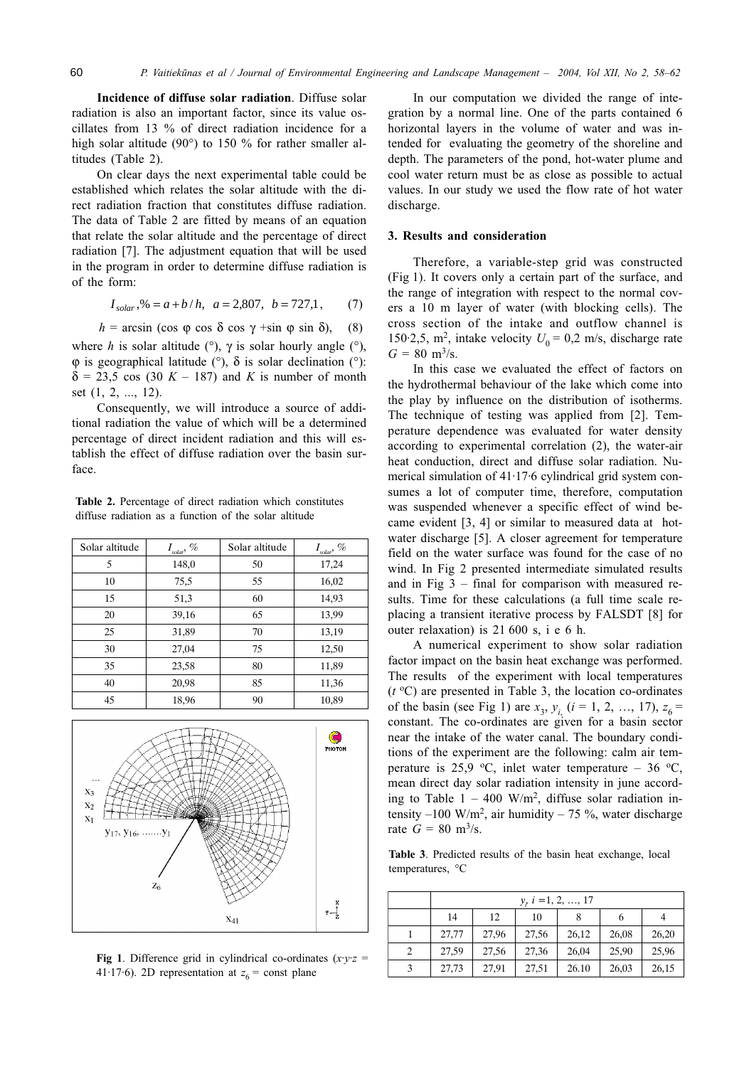**Incidence of diffuse solar radiation**. Diffuse solar radiation is also an important factor, since its value oscillates from 13 % of direct radiation incidence for a high solar altitude (90°) to 150 % for rather smaller altitudes (Table 2).

On clear days the next experimental table could be established which relates the solar altitude with the direct radiation fraction that constitutes diffuse radiation. The data of Table 2 are fitted by means of an equation that relate the solar altitude and the percentage of direct radiation [7]. The adjustment equation that will be used in the program in order to determine diffuse radiation is of the form:

$$I_{solar},\% = a + b/h, \quad a = 2{,}807, \quad b = 727{,}1, \qquad (7)$$

$$h = \arcsin(\cos\varphi \cos\delta \cos\gamma + \sin\varphi \sin\delta), \qquad (8)$$

where $h$ is solar altitude (°), $\gamma$ is solar hourly angle (°), $\varphi$ is geographical latitude (°), $\delta$ is solar declination (°): $\delta = 23{,}5\cos(30K - 187)$ and $K$ is number of month set (1, 2, ..., 12).

Consequently, we will introduce a source of additional radiation the value of which will be a determined percentage of direct incident radiation and this will establish the effect of diffuse radiation over the basin surface.

**Table 2.** Percentage of direct radiation which constitutes diffuse radiation as a function of the solar altitude

| Solar altitude | $I_{solar}$, % | Solar altitude | $I_{solar}$, % |
|---|---|---|---|
| 5 | 148,0 | 50 | 17,24 |
| 10 | 75,5 | 55 | 16,02 |
| 15 | 51,3 | 60 | 14,93 |
| 20 | 39,16 | 65 | 13,99 |
| 25 | 31,89 | 70 | 13,19 |
| 30 | 27,04 | 75 | 12,50 |
| 35 | 23,58 | 80 | 11,89 |
| 40 | 20,98 | 85 | 11,36 |
| 45 | 18,96 | 90 | 10,89 |

**Fig 1**. Difference grid in cylindrical co-ordinates ($x{\cdot}y{\cdot}z$ = 41·17·6). 2D representation at $z_6$ = const plane

In our computation we divided the range of integration by a normal line. One of the parts contained 6 horizontal layers in the volume of water and was intended for evaluating the geometry of the shoreline and depth. The parameters of the pond, hot-water plume and cool water return must be as close as possible to actual values. In our study we used the flow rate of hot water discharge.

## 3. Results and consideration

Therefore, a variable-step grid was constructed (Fig 1). It covers only a certain part of the surface, and the range of integration with respect to the normal covers a 10 m layer of water (with blocking cells). The cross section of the intake and outflow channel is 150·2,5, m$^2$, intake velocity $U_0$ = 0,2 m/s, discharge rate $G$ = 80 m$^3$/s.

In this case we evaluated the effect of factors on the hydrothermal behaviour of the lake which come into the play by influence on the distribution of isotherms. The technique of testing was applied from [2]. Temperature dependence was evaluated for water density according to experimental correlation (2), the water-air heat conduction, direct and diffuse solar radiation. Numerical simulation of 41·17·6 cylindrical grid system consumes a lot of computer time, therefore, computation was suspended whenever a specific effect of wind became evident [3, 4] or similar to measured data at hot-water discharge [5]. A closer agreement for temperature field on the water surface was found for the case of no wind. In Fig 2 presented intermediate simulated results and in Fig 3 – final for comparison with measured results. Time for these calculations (a full time scale replacing a transient iterative process by FALSDT [8] for outer relaxation) is 21 600 s, i e 6 h.

A numerical experiment to show solar radiation factor impact on the basin heat exchange was performed. The results of the experiment with local temperatures ($t$ °C) are presented in Table 3, the location co-ordinates of the basin (see Fig 1) are $x_3$, $y_i$, ($i$ = 1, 2, …, 17), $z_6$ = constant. The co-ordinates are given for a basin sector near the intake of the water canal. The boundary conditions of the experiment are the following: calm air temperature is 25,9 °C, inlet water temperature – 36 °C, mean direct day solar radiation intensity in june according to Table 1 – 400 W/m$^2$, diffuse solar radiation intensity –100 W/m$^2$, air humidity – 75 %, water discharge rate $G$ = 80 m$^3$/s.

**Table 3**. Predicted results of the basin heat exchange, local temperatures, °C

| | $y_i$, $i$ =1, 2, …, 17 | | | | | |
|---|---|---|---|---|---|---|
| | 14 | 12 | 10 | 8 | 6 | 4 |
| 1 | 27,77 | 27,96 | 27,56 | 26,12 | 26,08 | 26,20 |
| 2 | 27,59 | 27,56 | 27,36 | 26,04 | 25,90 | 25,96 |
| 3 | 27,73 | 27,91 | 27,51 | 26.10 | 26,03 | 26,15 |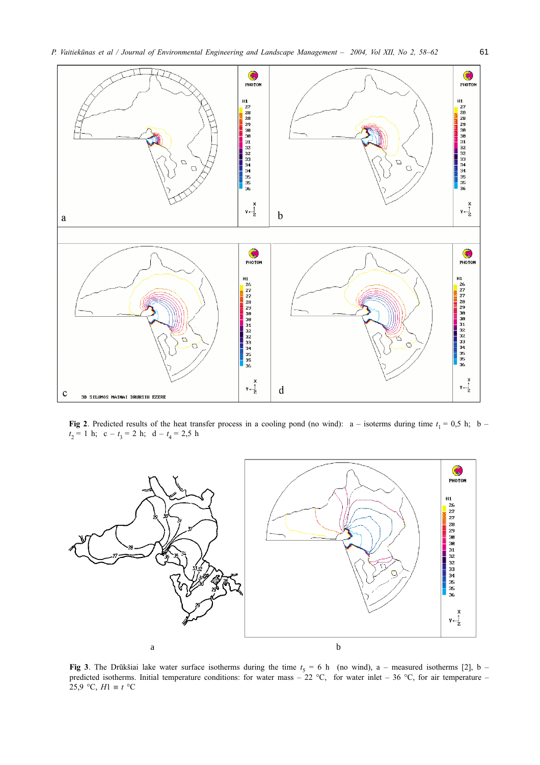**Fig 2**. Predicted results of the heat transfer process in a cooling pond (no wind): a – isoterms during time $t_1$ = 0,5 h; b – $t_2$ = 1 h; c – $t_3$ = 2 h; d – $t_4$ = 2,5 h

**Fig 3**. The Drūkšiai lake water surface isotherms during the time $t_5$ = 6 h (no wind), a – measured isotherms [2], b – predicted isotherms. Initial temperature conditions: for water mass – 22 °C, for water inlet – 36 °C, for air temperature – 25,9 °C, $H1 \equiv t$ °C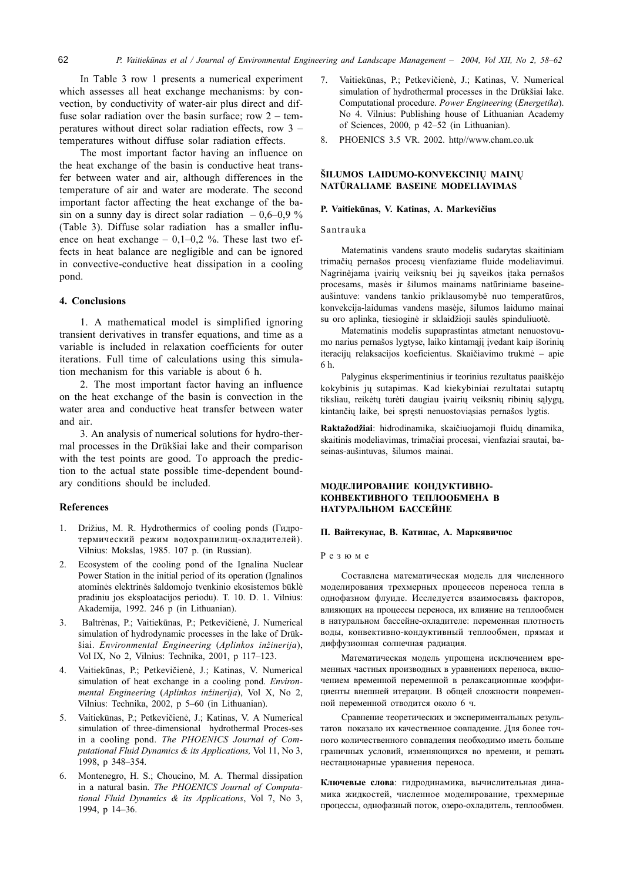In Table 3 row 1 presents a numerical experiment which assesses all heat exchange mechanisms: by convection, by conductivity of water-air plus direct and diffuse solar radiation over the basin surface; row 2 – temperatures without direct solar radiation effects, row 3 – temperatures without diffuse solar radiation effects.

The most important factor having an influence on the heat exchange of the basin is conductive heat transfer between water and air, although differences in the temperature of air and water are moderate. The second important factor affecting the heat exchange of the basin on a sunny day is direct solar radiation – 0,6–0,9 % (Table 3). Diffuse solar radiation has a smaller influence on heat exchange – 0,1–0,2 %. These last two effects in heat balance are negligible and can be ignored in convective-conductive heat dissipation in a cooling pond.

## 4. Conclusions

1. A mathematical model is simplified ignoring transient derivatives in transfer equations, and time as a variable is included in relaxation coefficients for outer iterations. Full time of calculations using this simulation mechanism for this variable is about 6 h.

2. The most important factor having an influence on the heat exchange of the basin is convection in the water area and conductive heat transfer between water and air.

3. An analysis of numerical solutions for hydro-thermal processes in the Drūkšiai lake and their comparison with the test points are good. To approach the prediction to the actual state possible time-dependent boundary conditions should be included.

## References

1. Dri̇žius, M. R. Hydrothermics of cooling ponds (Гидротермический режим водохранилищ-охладителей). Vilnius: Mokslas, 1985. 107 p. (in Russian).
2. Ecosystem of the cooling pond of the Ignalina Nuclear Power Station in the initial period of its operation (Ignalinos atominės elektrinės šaldomojo tvenkinio ekosistemos būklė pradiniu jos eksploatacijos periodu). T. 10. D. 1. Vilnius: Akademija, 1992. 246 p (in Lithuanian).
3. Baltrėnas, P.; Vaitiekūnas, P.; Petkevičienė, J. Numerical simulation of hydrodynamic processes in the lake of Drūkšiai. *Environmental Engineering* (*Aplinkos inžinerija*), Vol IX, No 2, Vilnius: Technika, 2001, p 117–123.
4. Vaitiekūnas, P.; Petkevičienė, J.; Katinas, V. Numerical simulation of heat exchange in a cooling pond. *Environmental Engineering* (*Aplinkos inžinerija*), Vol X, No 2, Vilnius: Technika, 2002, p 5–60 (in Lithuanian).
5. Vaitiekūnas, P.; Petkevičienė, J.; Katinas, V. A Numerical simulation of three-dimensional hydrothermal Proces-ses in a cooling pond. *The PHOENICS Journal of Computational Fluid Dynamics & its Applications,* Vol 11, No 3, 1998, p 348–354.
6. Montenegro, H. S.; Choucino, M. A. Thermal dissipation in a natural basin. *The PHOENICS Journal of Computational Fluid Dynamics & its Applications*, Vol 7, No 3, 1994, p 14–36.
7. Vaitiekūnas, P.; Petkevičienė, J.; Katinas, V. Numerical simulation of hydrothermal processes in the Drūkšiai lake. Computational procedure. *Power Engineering* (*Energetika*). No 4. Vilnius: Publishing house of Lithuanian Academy of Sciences, 2000, p 42–52 (in Lithuanian).
8. PHOENICS 3.5 VR. 2002. http//www.cham.co.uk

## ŠILUMOS LAIDUMO-KONVEKCINIŲ MAINŲ NATŪRALIAME BASEINE MODELIAVIMAS

**P. Vaitiekūnas, V. Katinas, A. Markevičius**

Santrauka

Matematinis vandens srauto modelis sudarytas skaitiniam trimačių pernašos procesų vienfaziame fluide modeliavimui. Nagrinėjama įvairių veiksnių bei jų sąveikos įtaka pernašos procesams, masės ir šilumos mainams natūriniame baseineaušintuve: vandens tankio priklausomybė nuo temperatūros, konvekcija-laidumas vandens masėje, šilumos laidumo mainai su oro aplinka, tiesioginė ir sklaidžioji saulės spinduliuotė.

Matematinis modelis supaprastintas atmetant nenuostovumo narius pernašos lygtyse, laiko kintamąjį įvedant kaip išorinių iteracijų relaksacijos koeficientus. Skaičiavimo trukmė – apie 6 h.

Palyginus eksperimentinius ir teorinius rezultatus paaiškėjo kokybinis jų sutapimas. Kad kiekybiniai rezultatai sutaptų tiksliau, reikėtų turėti daugiau įvairių veiksnių ribinių sąlygų, kintančių laike, bei spręsti nenuostoviąsias pernašos lygtis.

**Raktažodžiai**: hidrodinamika, skaičiuojamoji fluidų dinamika, skaitinis modeliavimas, trimačiai procesai, vienfaziai srautai, baseinas-aušintuvas, šilumos mainai.

## МОДЕЛИРОВАНИЕ КОНДУКТИВНО-КОНВЕКТИВНОГО ТЕПЛООБМЕНА В НАТУРАЛЬНОМ БАССЕЙНЕ

**П. Вайтекунас, В. Катинас, А. Маркявичюс**

Резюме

Составлена математическая модель для численного моделирования трехмерных процессов переноса тепла в однофазном флуиде. Исследуется взаимосвязь факторов, влияющих на процессы переноса, их влияние на теплообмен в натуральном бассейне-охладителе: переменная плотность воды, конвективно-кондуктивный теплообмен, прямая и диффузная солнечная радиация.

Математическая модель упрощена исключением временных частных производных в уравнениях переноса, включением временной переменной в релаксационные коэффициенты внешней итерации. В общей сложности повременной переменной отводится около 6 ч.

Сравнение теоретических и экспериментальных результатов показало их качественное совпадение. Для более точного количественного совпадения необходимо иметь больше граничных условий, изменяющихся во времени, и решать нестационарные уравнения переноса.

**Ключевые слова**: гидродинамика, вычислительная динамика жидкостей, численное моделирование, трехмерные процессы, однофазный поток, озеро-охладитель, теплообмен.